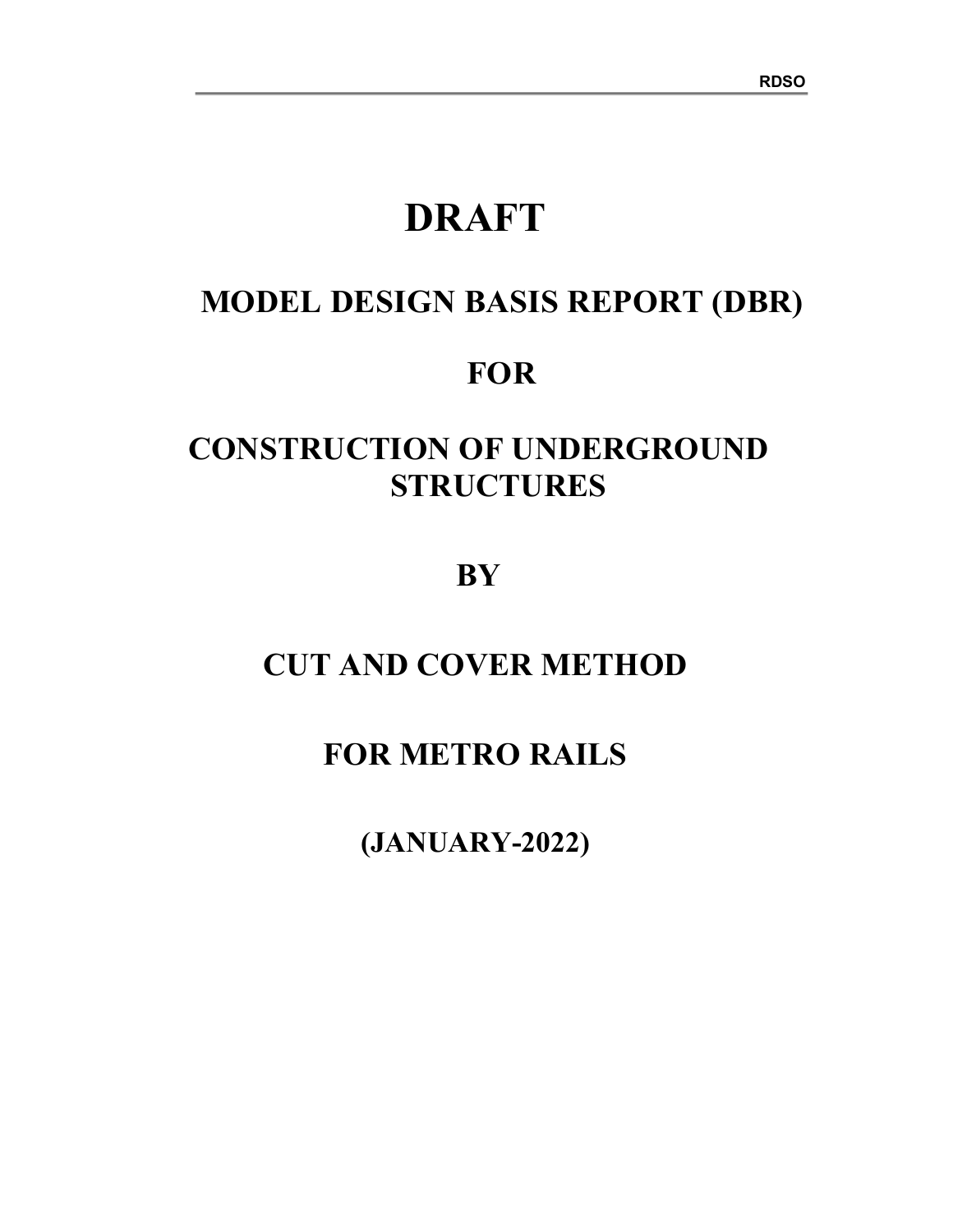# DRAFT

## MODEL DESIGN BASIS REPORT (DBR)

## FOR

## CONSTRUCTION OF UNDERGROUND STRUCTURES

## BY

## CUT AND COVER METHOD

## FOR METRO RAILS

## (JANUARY-2022)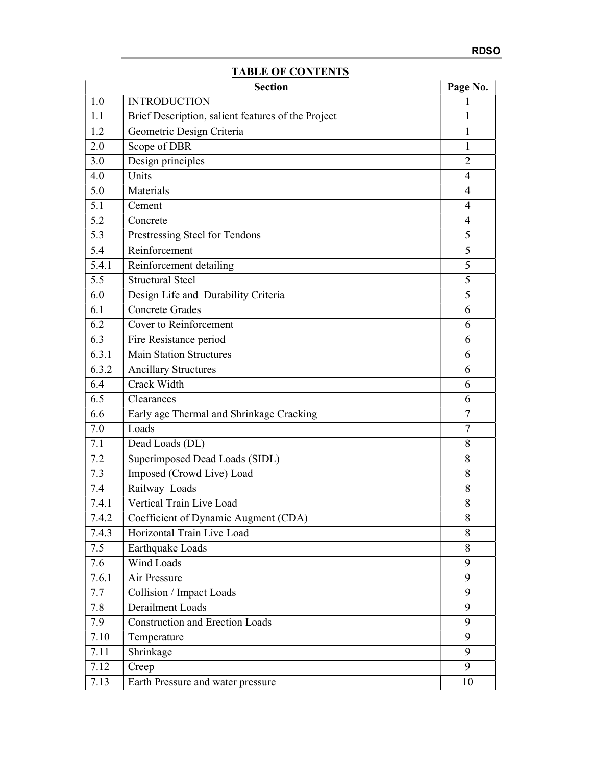## TABLE OF CONTENTS

| Section | | Page No. |
|---|---|---|
| 1.0 | INTRODUCTION | 1 |
| 1.1 | Brief Description, salient features of the Project | 1 |
| 1.2 | Geometric Design Criteria | 1 |
| 2.0 | Scope of DBR | 1 |
| 3.0 | Design principles | 2 |
| 4.0 | Units | 4 |
| 5.0 | Materials | 4 |
| 5.1 | Cement | 4 |
| 5.2 | Concrete | 4 |
| 5.3 | Prestressing Steel for Tendons | 5 |
| 5.4 | Reinforcement | 5 |
| 5.4.1 | Reinforcement detailing | 5 |
| 5.5 | Structural Steel | 5 |
| 6.0 | Design Life and Durability Criteria | 5 |
| 6.1 | Concrete Grades | 6 |
| 6.2 | Cover to Reinforcement | 6 |
| 6.3 | Fire Resistance period | 6 |
| 6.3.1 | Main Station Structures | 6 |
| 6.3.2 | Ancillary Structures | 6 |
| 6.4 | Crack Width | 6 |
| 6.5 | Clearances | 6 |
| 6.6 | Early age Thermal and Shrinkage Cracking | 7 |
| 7.0 | Loads | 7 |
| 7.1 | Dead Loads (DL) | 8 |
| 7.2 | Superimposed Dead Loads (SIDL) | 8 |
| 7.3 | Imposed (Crowd Live) Load | 8 |
| 7.4 | Railway Loads | 8 |
| 7.4.1 | Vertical Train Live Load | 8 |
| 7.4.2 | Coefficient of Dynamic Augment (CDA) | 8 |
| 7.4.3 | Horizontal Train Live Load | 8 |
| 7.5 | Earthquake Loads | 8 |
| 7.6 | Wind Loads | 9 |
| 7.6.1 | Air Pressure | 9 |
| 7.7 | Collision / Impact Loads | 9 |
| 7.8 | Derailment Loads | 9 |
| 7.9 | Construction and Erection Loads | 9 |
| 7.10 | Temperature | 9 |
| 7.11 | Shrinkage | 9 |
| 7.12 | Creep | 9 |
| 7.13 | Earth Pressure and water pressure | 10 |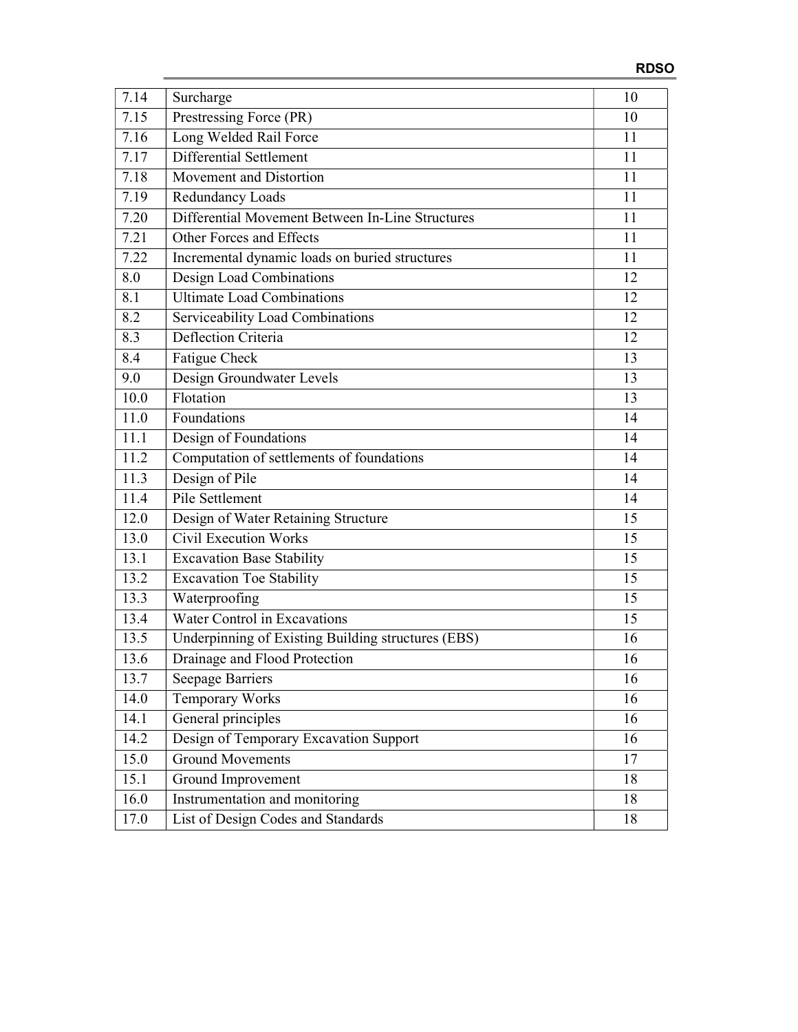| 7.14 | Surcharge | 10 |
|---|---|---|
| 7.15 | Prestressing Force (PR) | 10 |
| 7.16 | Long Welded Rail Force | 11 |
| 7.17 | Differential Settlement | 11 |
| 7.18 | Movement and Distortion | 11 |
| 7.19 | Redundancy Loads | 11 |
| 7.20 | Differential Movement Between In-Line Structures | 11 |
| 7.21 | Other Forces and Effects | 11 |
| 7.22 | Incremental dynamic loads on buried structures | 11 |
| 8.0 | Design Load Combinations | 12 |
| 8.1 | Ultimate Load Combinations | 12 |
| 8.2 | Serviceability Load Combinations | 12 |
| 8.3 | Deflection Criteria | 12 |
| 8.4 | Fatigue Check | 13 |
| 9.0 | Design Groundwater Levels | 13 |
| 10.0 | Flotation | 13 |
| 11.0 | Foundations | 14 |
| 11.1 | Design of Foundations | 14 |
| 11.2 | Computation of settlements of foundations | 14 |
| 11.3 | Design of Pile | 14 |
| 11.4 | Pile Settlement | 14 |
| 12.0 | Design of Water Retaining Structure | 15 |
| 13.0 | Civil Execution Works | 15 |
| 13.1 | Excavation Base Stability | 15 |
| 13.2 | Excavation Toe Stability | 15 |
| 13.3 | Waterproofing | 15 |
| 13.4 | Water Control in Excavations | 15 |
| 13.5 | Underpinning of Existing Building structures (EBS) | 16 |
| 13.6 | Drainage and Flood Protection | 16 |
| 13.7 | Seepage Barriers | 16 |
| 14.0 | Temporary Works | 16 |
| 14.1 | General principles | 16 |
| 14.2 | Design of Temporary Excavation Support | 16 |
| 15.0 | Ground Movements | 17 |
| 15.1 | Ground Improvement | 18 |
| 16.0 | Instrumentation and monitoring | 18 |
| 17.0 | List of Design Codes and Standards | 18 |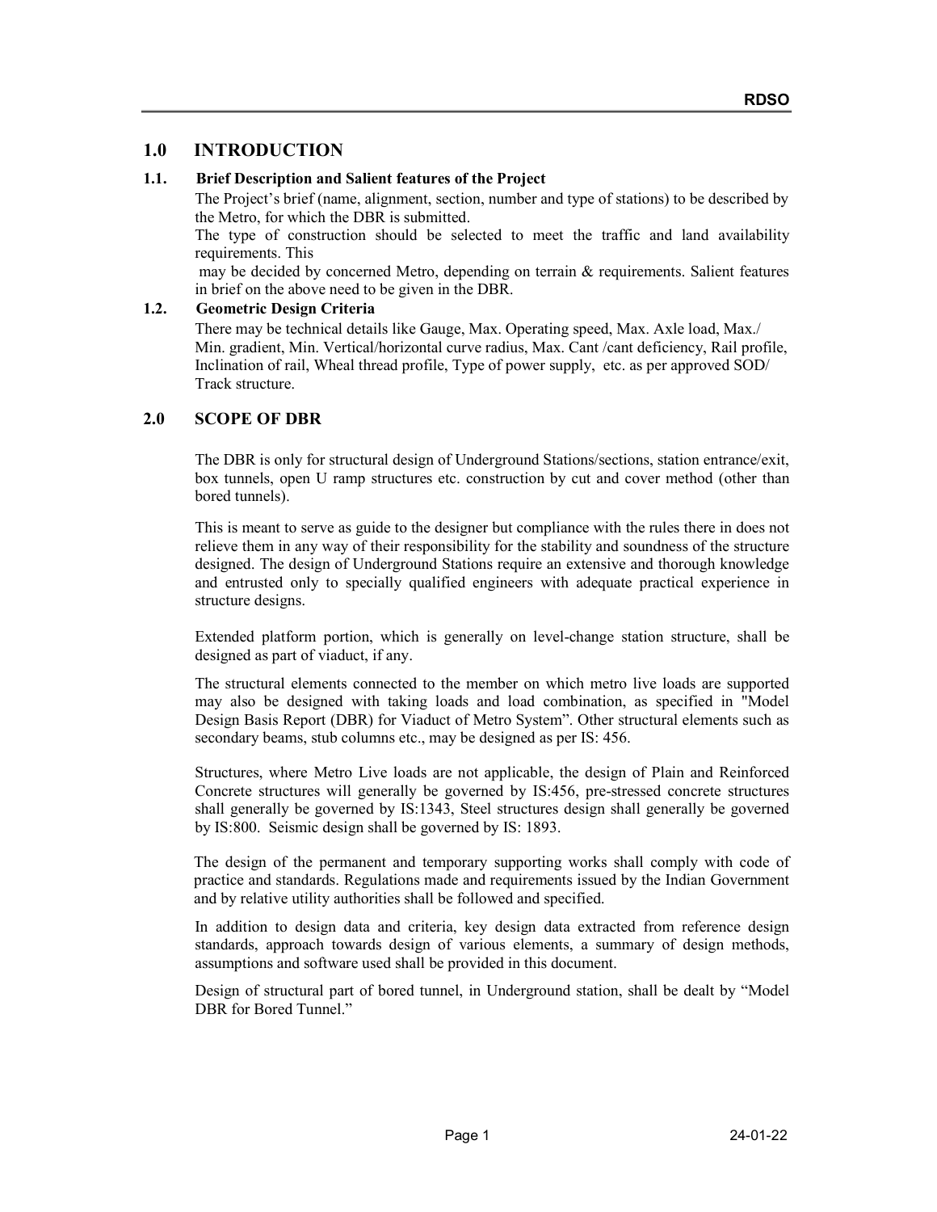## 1.0 INTRODUCTION

### 1.1. Brief Description and Salient features of the Project

The Project's brief (name, alignment, section, number and type of stations) to be described by the Metro, for which the DBR is submitted.

The type of construction should be selected to meet the traffic and land availability requirements. This

may be decided by concerned Metro, depending on terrain & requirements. Salient features in brief on the above need to be given in the DBR.

### 1.2. Geometric Design Criteria

There may be technical details like Gauge, Max. Operating speed, Max. Axle load, Max./ Min. gradient, Min. Vertical/horizontal curve radius, Max. Cant /cant deficiency, Rail profile, Inclination of rail, Wheal thread profile, Type of power supply, etc. as per approved SOD/ Track structure.

## 2.0 SCOPE OF DBR

The DBR is only for structural design of Underground Stations/sections, station entrance/exit, box tunnels, open U ramp structures etc. construction by cut and cover method (other than bored tunnels).

This is meant to serve as guide to the designer but compliance with the rules there in does not relieve them in any way of their responsibility for the stability and soundness of the structure designed. The design of Underground Stations require an extensive and thorough knowledge and entrusted only to specially qualified engineers with adequate practical experience in structure designs.

Extended platform portion, which is generally on level-change station structure, shall be designed as part of viaduct, if any.

The structural elements connected to the member on which metro live loads are supported may also be designed with taking loads and load combination, as specified in "Model Design Basis Report (DBR) for Viaduct of Metro System". Other structural elements such as secondary beams, stub columns etc., may be designed as per IS: 456.

Structures, where Metro Live loads are not applicable, the design of Plain and Reinforced Concrete structures will generally be governed by IS:456, pre-stressed concrete structures shall generally be governed by IS:1343, Steel structures design shall generally be governed by IS:800. Seismic design shall be governed by IS: 1893.

The design of the permanent and temporary supporting works shall comply with code of practice and standards. Regulations made and requirements issued by the Indian Government and by relative utility authorities shall be followed and specified.

In addition to design data and criteria, key design data extracted from reference design standards, approach towards design of various elements, a summary of design methods, assumptions and software used shall be provided in this document.

Design of structural part of bored tunnel, in Underground station, shall be dealt by "Model DBR for Bored Tunnel."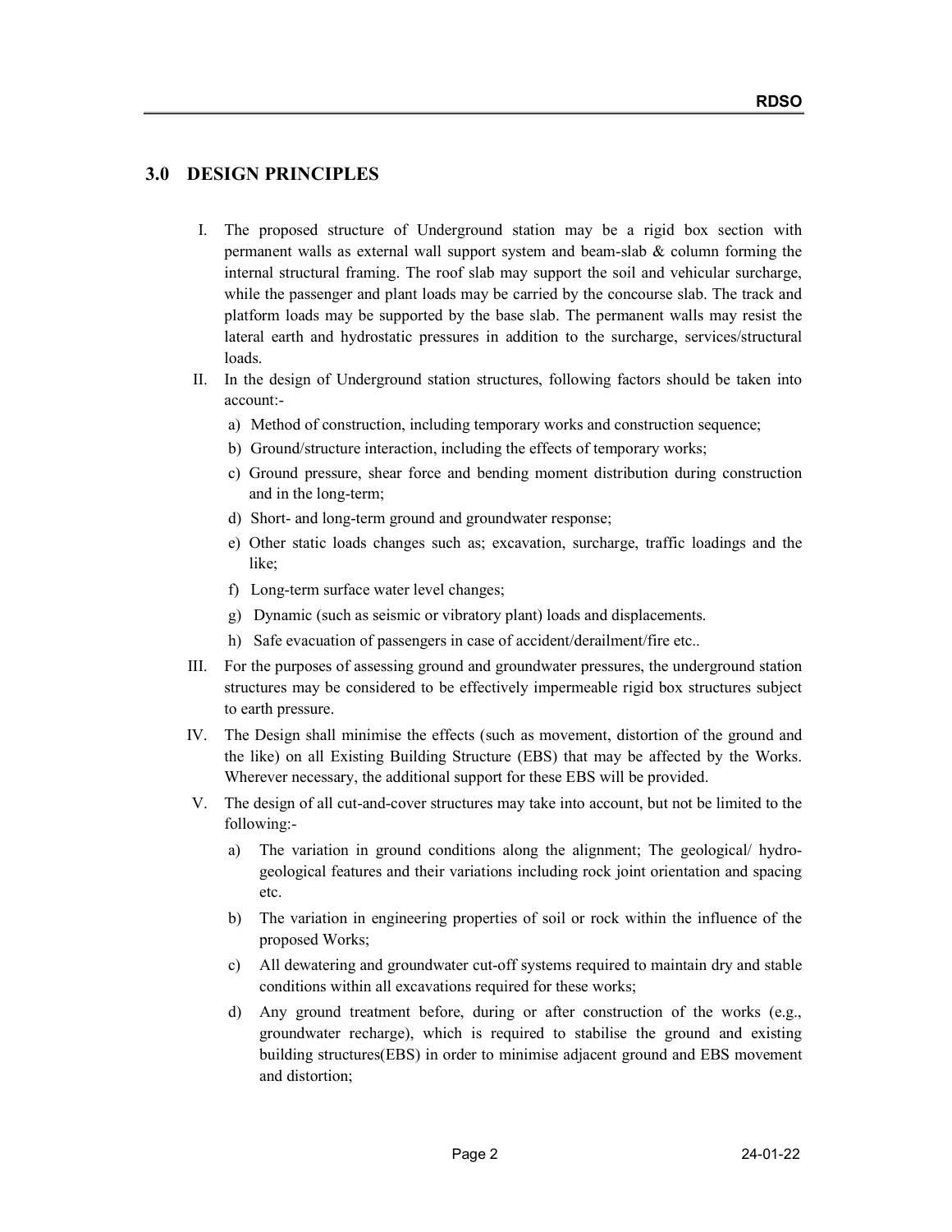## 3.0 DESIGN PRINCIPLES

I. The proposed structure of Underground station may be a rigid box section with permanent walls as external wall support system and beam-slab & column forming the internal structural framing. The roof slab may support the soil and vehicular surcharge, while the passenger and plant loads may be carried by the concourse slab. The track and platform loads may be supported by the base slab. The permanent walls may resist the lateral earth and hydrostatic pressures in addition to the surcharge, services/structural loads.

II. In the design of Underground station structures, following factors should be taken into account:-

   a) Method of construction, including temporary works and construction sequence;
   b) Ground/structure interaction, including the effects of temporary works;
   c) Ground pressure, shear force and bending moment distribution during construction and in the long-term;
   d) Short- and long-term ground and groundwater response;
   e) Other static loads changes such as; excavation, surcharge, traffic loadings and the like;
   f) Long-term surface water level changes;
   g) Dynamic (such as seismic or vibratory plant) loads and displacements.
   h) Safe evacuation of passengers in case of accident/derailment/fire etc..

III. For the purposes of assessing ground and groundwater pressures, the underground station structures may be considered to be effectively impermeable rigid box structures subject to earth pressure.

IV. The Design shall minimise the effects (such as movement, distortion of the ground and the like) on all Existing Building Structure (EBS) that may be affected by the Works. Wherever necessary, the additional support for these EBS will be provided.

V. The design of all cut-and-cover structures may take into account, but not be limited to the following:-

   a) The variation in ground conditions along the alignment; The geological/ hydro-geological features and their variations including rock joint orientation and spacing etc.
   b) The variation in engineering properties of soil or rock within the influence of the proposed Works;
   c) All dewatering and groundwater cut-off systems required to maintain dry and stable conditions within all excavations required for these works;
   d) Any ground treatment before, during or after construction of the works (e.g., groundwater recharge), which is required to stabilise the ground and existing building structures(EBS) in order to minimise adjacent ground and EBS movement and distortion;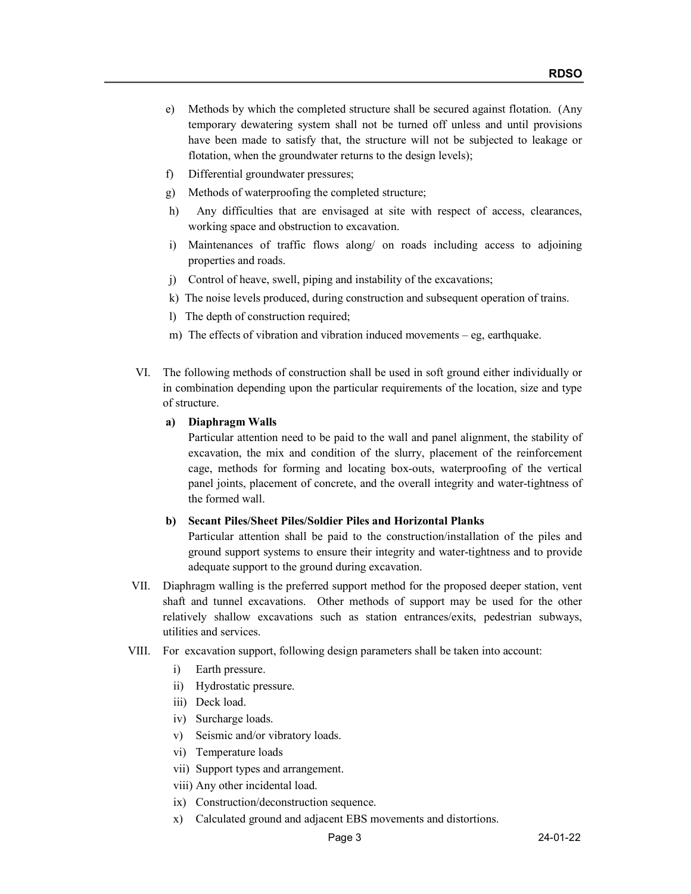e) Methods by which the completed structure shall be secured against flotation. (Any temporary dewatering system shall not be turned off unless and until provisions have been made to satisfy that, the structure will not be subjected to leakage or flotation, when the groundwater returns to the design levels);

f) Differential groundwater pressures;

g) Methods of waterproofing the completed structure;

h) Any difficulties that are envisaged at site with respect of access, clearances, working space and obstruction to excavation.

i) Maintenances of traffic flows along/ on roads including access to adjoining properties and roads.

j) Control of heave, swell, piping and instability of the excavations;

k) The noise levels produced, during construction and subsequent operation of trains.

l) The depth of construction required;

m) The effects of vibration and vibration induced movements – eg, earthquake.

VI. The following methods of construction shall be used in soft ground either individually or in combination depending upon the particular requirements of the location, size and type of structure.

**a) Diaphragm Walls**

Particular attention need to be paid to the wall and panel alignment, the stability of excavation, the mix and condition of the slurry, placement of the reinforcement cage, methods for forming and locating box-outs, waterproofing of the vertical panel joints, placement of concrete, and the overall integrity and water-tightness of the formed wall.

**b) Secant Piles/Sheet Piles/Soldier Piles and Horizontal Planks**

Particular attention shall be paid to the construction/installation of the piles and ground support systems to ensure their integrity and water-tightness and to provide adequate support to the ground during excavation.

VII. Diaphragm walling is the preferred support method for the proposed deeper station, vent shaft and tunnel excavations. Other methods of support may be used for the other relatively shallow excavations such as station entrances/exits, pedestrian subways, utilities and services.

VIII. For excavation support, following design parameters shall be taken into account:

i) Earth pressure.
ii) Hydrostatic pressure.
iii) Deck load.
iv) Surcharge loads.
v) Seismic and/or vibratory loads.
vi) Temperature loads
vii) Support types and arrangement.
viii) Any other incidental load.
ix) Construction/deconstruction sequence.
x) Calculated ground and adjacent EBS movements and distortions.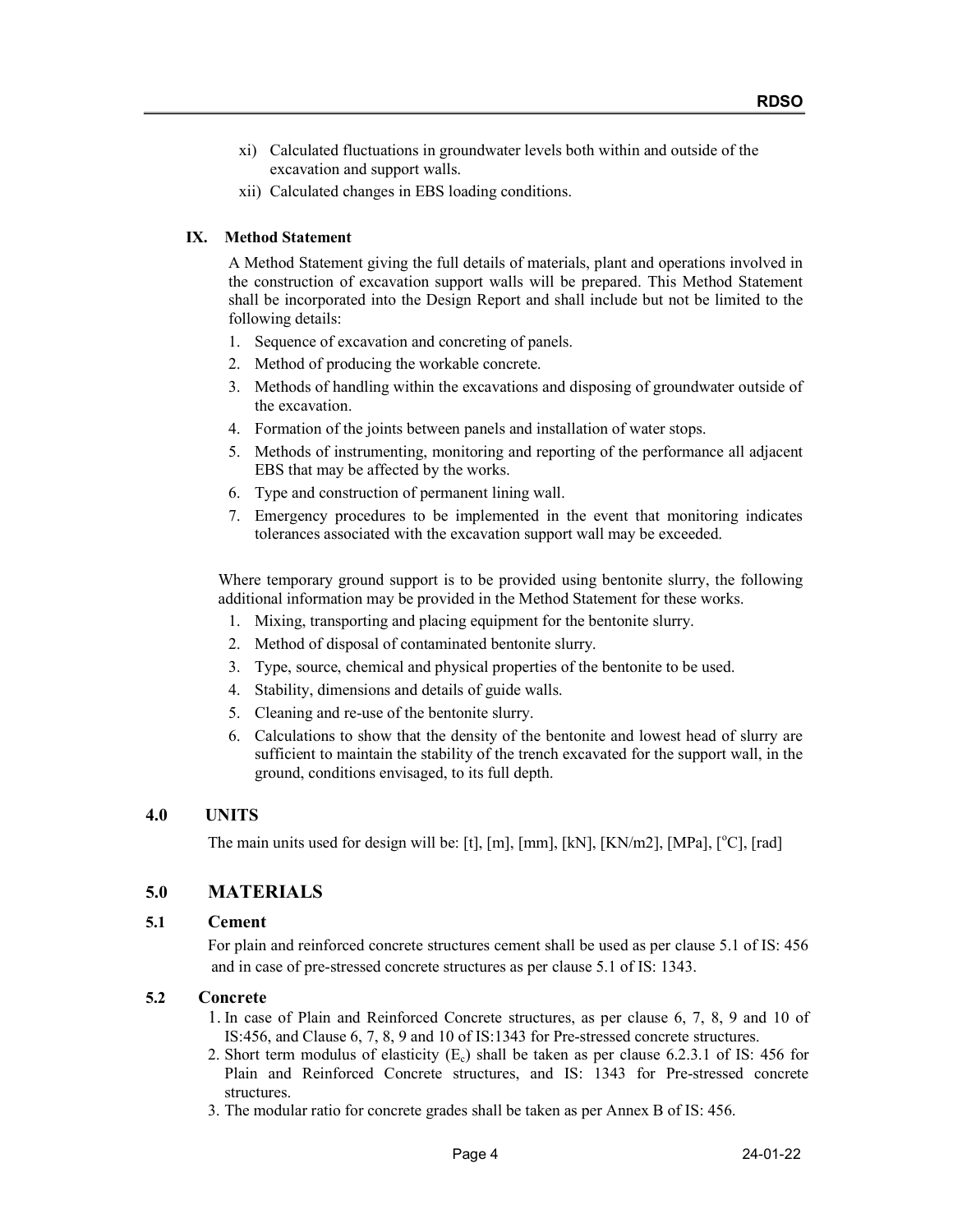xi) Calculated fluctuations in groundwater levels both within and outside of the excavation and support walls.

xii) Calculated changes in EBS loading conditions.

**IX. Method Statement**

A Method Statement giving the full details of materials, plant and operations involved in the construction of excavation support walls will be prepared. This Method Statement shall be incorporated into the Design Report and shall include but not be limited to the following details:

1. Sequence of excavation and concreting of panels.
2. Method of producing the workable concrete.
3. Methods of handling within the excavations and disposing of groundwater outside of the excavation.
4. Formation of the joints between panels and installation of water stops.
5. Methods of instrumenting, monitoring and reporting of the performance all adjacent EBS that may be affected by the works.
6. Type and construction of permanent lining wall.
7. Emergency procedures to be implemented in the event that monitoring indicates tolerances associated with the excavation support wall may be exceeded.

Where temporary ground support is to be provided using bentonite slurry, the following additional information may be provided in the Method Statement for these works.

1. Mixing, transporting and placing equipment for the bentonite slurry.
2. Method of disposal of contaminated bentonite slurry.
3. Type, source, chemical and physical properties of the bentonite to be used.
4. Stability, dimensions and details of guide walls.
5. Cleaning and re-use of the bentonite slurry.
6. Calculations to show that the density of the bentonite and lowest head of slurry are sufficient to maintain the stability of the trench excavated for the support wall, in the ground, conditions envisaged, to its full depth.

## 4.0 UNITS

The main units used for design will be: [t], [m], [mm], [kN], [KN/m2], [MPa], [$^{o}$C], [rad]

## 5.0 MATERIALS

### 5.1 Cement

For plain and reinforced concrete structures cement shall be used as per clause 5.1 of IS: 456 and in case of pre-stressed concrete structures as per clause 5.1 of IS: 1343.

### 5.2 Concrete

1. In case of Plain and Reinforced Concrete structures, as per clause 6, 7, 8, 9 and 10 of IS:456, and Clause 6, 7, 8, 9 and 10 of IS:1343 for Pre-stressed concrete structures.
2. Short term modulus of elasticity ($E_c$) shall be taken as per clause 6.2.3.1 of IS: 456 for Plain and Reinforced Concrete structures, and IS: 1343 for Pre-stressed concrete structures.
3. The modular ratio for concrete grades shall be taken as per Annex B of IS: 456.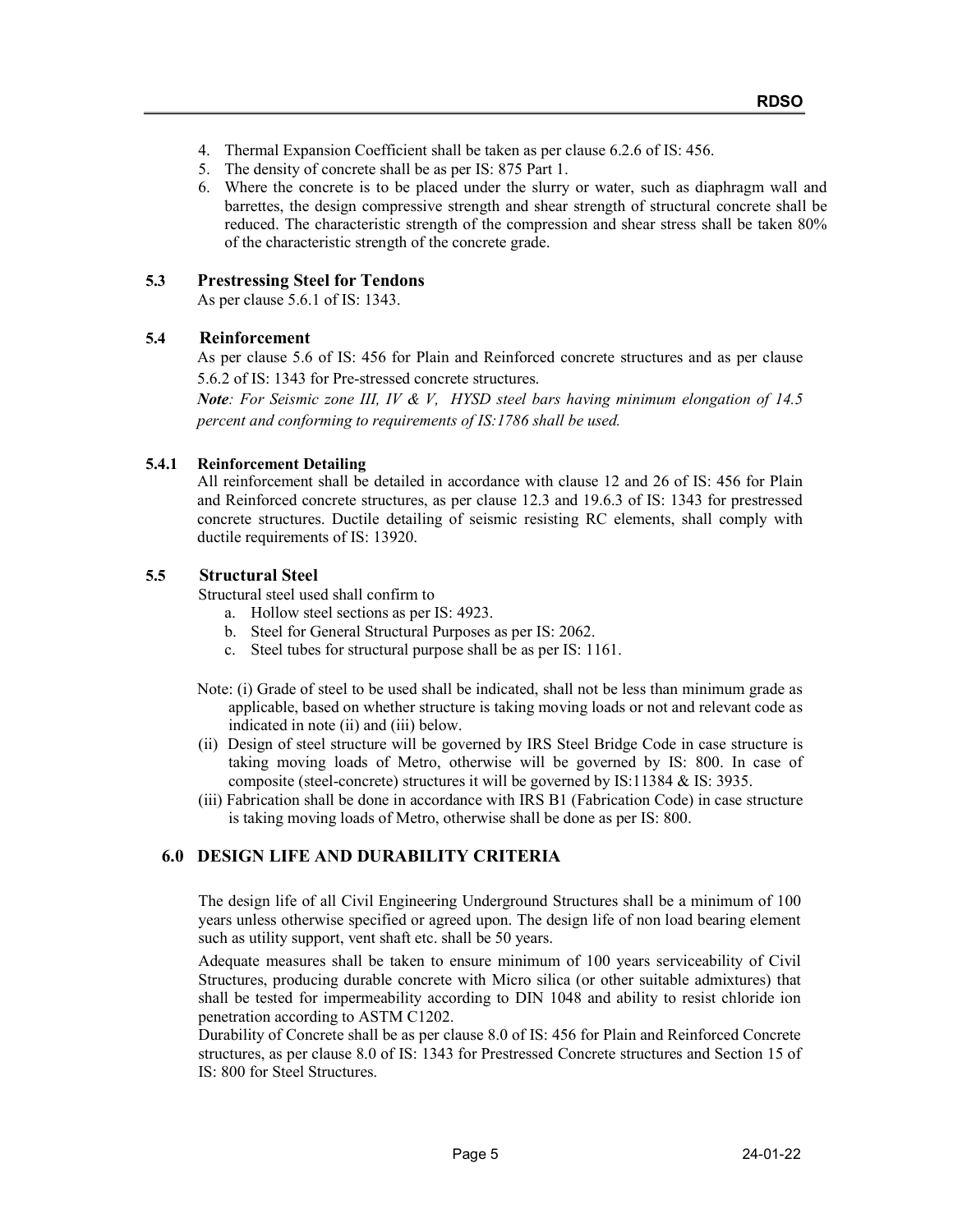4. Thermal Expansion Coefficient shall be taken as per clause 6.2.6 of IS: 456.
5. The density of concrete shall be as per IS: 875 Part 1.
6. Where the concrete is to be placed under the slurry or water, such as diaphragm wall and barrettes, the design compressive strength and shear strength of structural concrete shall be reduced. The characteristic strength of the compression and shear stress shall be taken 80% of the characteristic strength of the concrete grade.

### 5.3 Prestressing Steel for Tendons

As per clause 5.6.1 of IS: 1343.

### 5.4 Reinforcement

As per clause 5.6 of IS: 456 for Plain and Reinforced concrete structures and as per clause 5.6.2 of IS: 1343 for Pre-stressed concrete structures.

***Note**: For Seismic zone III, IV & V, HYSD steel bars having minimum elongation of 14.5 percent and conforming to requirements of IS:1786 shall be used.*

#### 5.4.1 Reinforcement Detailing

All reinforcement shall be detailed in accordance with clause 12 and 26 of IS: 456 for Plain and Reinforced concrete structures, as per clause 12.3 and 19.6.3 of IS: 1343 for prestressed concrete structures. Ductile detailing of seismic resisting RC elements, shall comply with ductile requirements of IS: 13920.

### 5.5 Structural Steel

Structural steel used shall confirm to

a. Hollow steel sections as per IS: 4923.
b. Steel for General Structural Purposes as per IS: 2062.
c. Steel tubes for structural purpose shall be as per IS: 1161.

Note: (i) Grade of steel to be used shall be indicated, shall not be less than minimum grade as applicable, based on whether structure is taking moving loads or not and relevant code as indicated in note (ii) and (iii) below.

(ii) Design of steel structure will be governed by IRS Steel Bridge Code in case structure is taking moving loads of Metro, otherwise will be governed by IS: 800. In case of composite (steel-concrete) structures it will be governed by IS:11384 & IS: 3935.

(iii) Fabrication shall be done in accordance with IRS B1 (Fabrication Code) in case structure is taking moving loads of Metro, otherwise shall be done as per IS: 800.

## 6.0 DESIGN LIFE AND DURABILITY CRITERIA

The design life of all Civil Engineering Underground Structures shall be a minimum of 100 years unless otherwise specified or agreed upon. The design life of non load bearing element such as utility support, vent shaft etc. shall be 50 years.

Adequate measures shall be taken to ensure minimum of 100 years serviceability of Civil Structures, producing durable concrete with Micro silica (or other suitable admixtures) that shall be tested for impermeability according to DIN 1048 and ability to resist chloride ion penetration according to ASTM C1202.

Durability of Concrete shall be as per clause 8.0 of IS: 456 for Plain and Reinforced Concrete structures, as per clause 8.0 of IS: 1343 for Prestressed Concrete structures and Section 15 of IS: 800 for Steel Structures.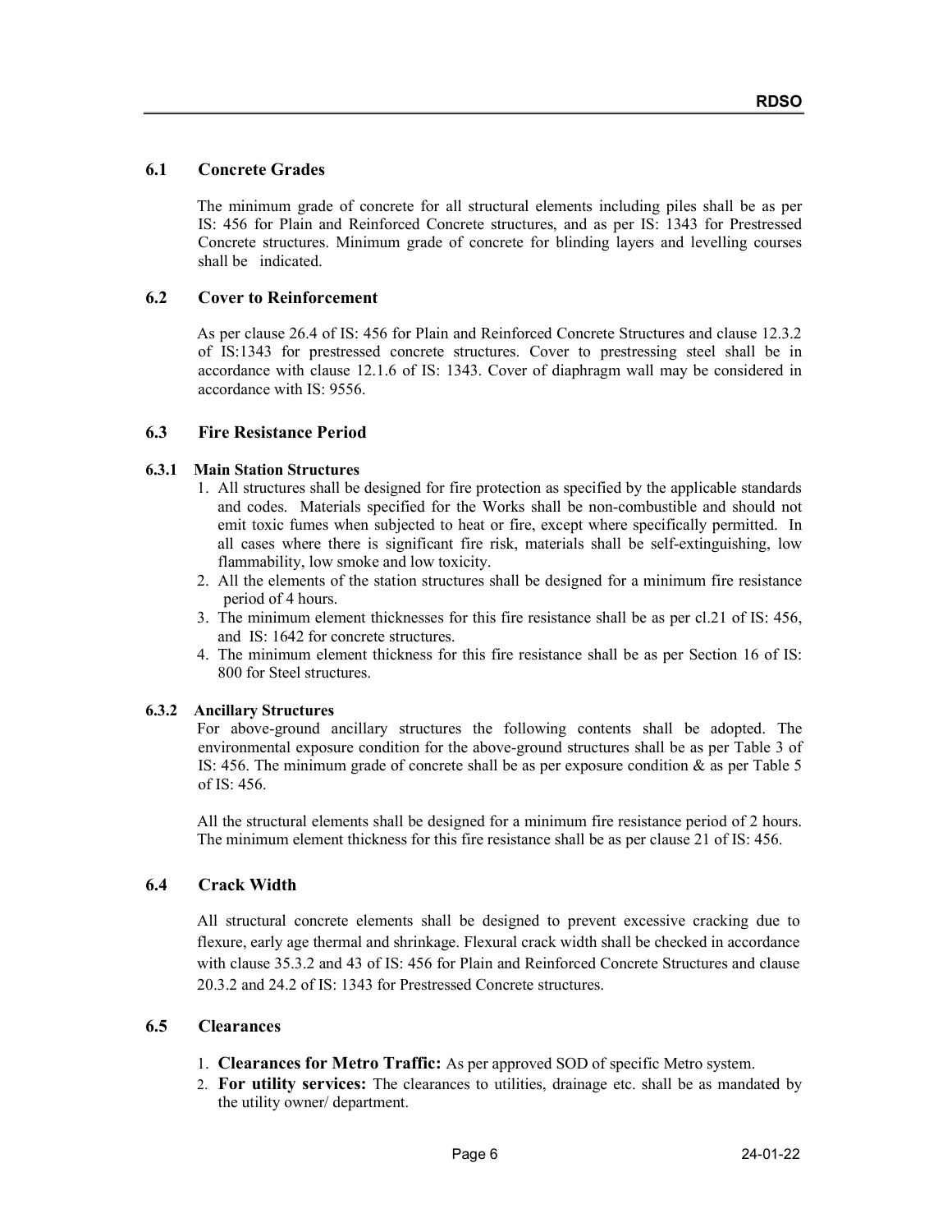## 6.1 Concrete Grades

The minimum grade of concrete for all structural elements including piles shall be as per IS: 456 for Plain and Reinforced Concrete structures, and as per IS: 1343 for Prestressed Concrete structures. Minimum grade of concrete for blinding layers and levelling courses shall be indicated.

## 6.2 Cover to Reinforcement

As per clause 26.4 of IS: 456 for Plain and Reinforced Concrete Structures and clause 12.3.2 of IS:1343 for prestressed concrete structures. Cover to prestressing steel shall be in accordance with clause 12.1.6 of IS: 1343. Cover of diaphragm wall may be considered in accordance with IS: 9556.

## 6.3 Fire Resistance Period

### 6.3.1 Main Station Structures

1. All structures shall be designed for fire protection as specified by the applicable standards and codes. Materials specified for the Works shall be non-combustible and should not emit toxic fumes when subjected to heat or fire, except where specifically permitted. In all cases where there is significant fire risk, materials shall be self-extinguishing, low flammability, low smoke and low toxicity.
2. All the elements of the station structures shall be designed for a minimum fire resistance period of 4 hours.
3. The minimum element thicknesses for this fire resistance shall be as per cl.21 of IS: 456, and IS: 1642 for concrete structures.
4. The minimum element thickness for this fire resistance shall be as per Section 16 of IS: 800 for Steel structures.

### 6.3.2 Ancillary Structures

For above-ground ancillary structures the following contents shall be adopted. The environmental exposure condition for the above-ground structures shall be as per Table 3 of IS: 456. The minimum grade of concrete shall be as per exposure condition & as per Table 5 of IS: 456.

All the structural elements shall be designed for a minimum fire resistance period of 2 hours. The minimum element thickness for this fire resistance shall be as per clause 21 of IS: 456.

## 6.4 Crack Width

All structural concrete elements shall be designed to prevent excessive cracking due to flexure, early age thermal and shrinkage. Flexural crack width shall be checked in accordance with clause 35.3.2 and 43 of IS: 456 for Plain and Reinforced Concrete Structures and clause 20.3.2 and 24.2 of IS: 1343 for Prestressed Concrete structures.

## 6.5 Clearances

1. **Clearances for Metro Traffic:** As per approved SOD of specific Metro system.
2. **For utility services:** The clearances to utilities, drainage etc. shall be as mandated by the utility owner/ department.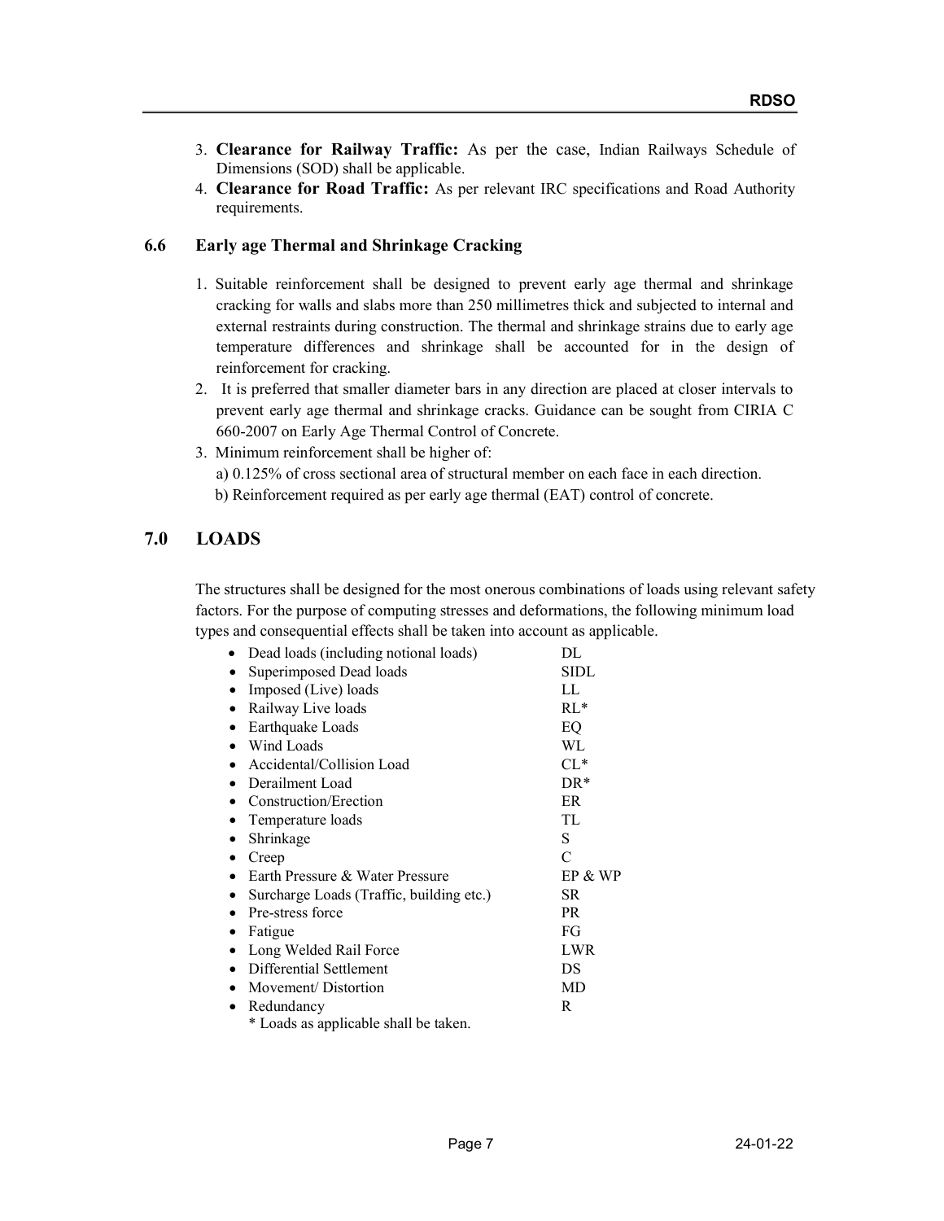3. **Clearance for Railway Traffic:** As per the case, Indian Railways Schedule of Dimensions (SOD) shall be applicable.
4. **Clearance for Road Traffic:** As per relevant IRC specifications and Road Authority requirements.

### 6.6 Early age Thermal and Shrinkage Cracking

1. Suitable reinforcement shall be designed to prevent early age thermal and shrinkage cracking for walls and slabs more than 250 millimetres thick and subjected to internal and external restraints during construction. The thermal and shrinkage strains due to early age temperature differences and shrinkage shall be accounted for in the design of reinforcement for cracking.
2. It is preferred that smaller diameter bars in any direction are placed at closer intervals to prevent early age thermal and shrinkage cracks. Guidance can be sought from CIRIA C 660-2007 on Early Age Thermal Control of Concrete.
3. Minimum reinforcement shall be higher of:
   a) 0.125% of cross sectional area of structural member on each face in each direction.
   b) Reinforcement required as per early age thermal (EAT) control of concrete.

## 7.0 LOADS

The structures shall be designed for the most onerous combinations of loads using relevant safety factors. For the purpose of computing stresses and deformations, the following minimum load types and consequential effects shall be taken into account as applicable.

- Dead loads (including notional loads) — DL
- Superimposed Dead loads — SIDL
- Imposed (Live) loads — LL
- Railway Live loads — RL*
- Earthquake Loads — EQ
- Wind Loads — WL
- Accidental/Collision Load — CL*
- Derailment Load — DR*
- Construction/Erection — ER
- Temperature loads — TL
- Shrinkage — S
- Creep — C
- Earth Pressure & Water Pressure — EP & WP
- Surcharge Loads (Traffic, building etc.) — SR
- Pre-stress force — PR
- Fatigue — FG
- Long Welded Rail Force — LWR
- Differential Settlement — DS
- Movement/ Distortion — MD
- Redundancy — R

\* Loads as applicable shall be taken.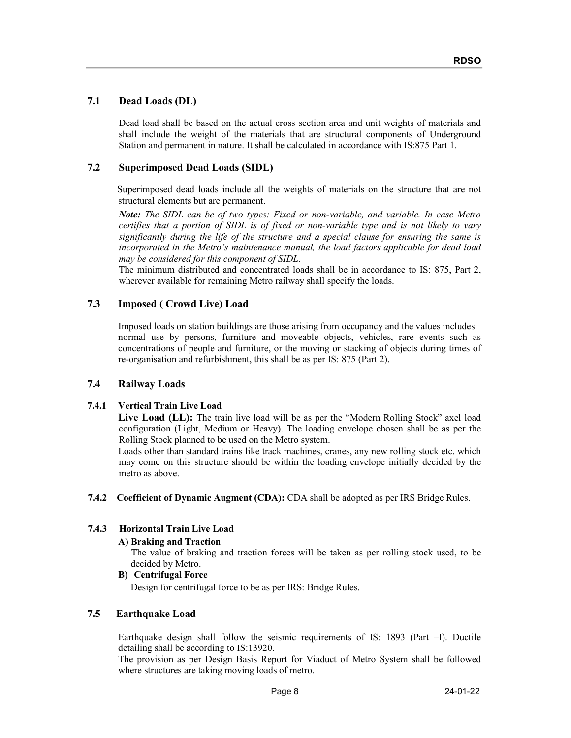## 7.1 Dead Loads (DL)

Dead load shall be based on the actual cross section area and unit weights of materials and shall include the weight of the materials that are structural components of Underground Station and permanent in nature. It shall be calculated in accordance with IS:875 Part 1.

## 7.2 Superimposed Dead Loads (SIDL)

Superimposed dead loads include all the weights of materials on the structure that are not structural elements but are permanent.

***Note:*** *The SIDL can be of two types: Fixed or non-variable, and variable. In case Metro certifies that a portion of SIDL is of fixed or non-variable type and is not likely to vary significantly during the life of the structure and a special clause for ensuring the same is incorporated in the Metro's maintenance manual, the load factors applicable for dead load may be considered for this component of SIDL.*

The minimum distributed and concentrated loads shall be in accordance to IS: 875, Part 2, wherever available for remaining Metro railway shall specify the loads.

## 7.3 Imposed ( Crowd Live) Load

Imposed loads on station buildings are those arising from occupancy and the values includes normal use by persons, furniture and moveable objects, vehicles, rare events such as concentrations of people and furniture, or the moving or stacking of objects during times of re-organisation and refurbishment, this shall be as per IS: 875 (Part 2).

## 7.4 Railway Loads

### 7.4.1 Vertical Train Live Load

**Live Load (LL):** The train live load will be as per the "Modern Rolling Stock" axel load configuration (Light, Medium or Heavy). The loading envelope chosen shall be as per the Rolling Stock planned to be used on the Metro system.

Loads other than standard trains like track machines, cranes, any new rolling stock etc. which may come on this structure should be within the loading envelope initially decided by the metro as above.

### 7.4.2 Coefficient of Dynamic Augment (CDA):

CDA shall be adopted as per IRS Bridge Rules.

### 7.4.3 Horizontal Train Live Load

**A) Braking and Traction**

The value of braking and traction forces will be taken as per rolling stock used, to be decided by Metro.

**B) Centrifugal Force**

Design for centrifugal force to be as per IRS: Bridge Rules.

## 7.5 Earthquake Load

Earthquake design shall follow the seismic requirements of IS: 1893 (Part –I). Ductile detailing shall be according to IS:13920.

The provision as per Design Basis Report for Viaduct of Metro System shall be followed where structures are taking moving loads of metro.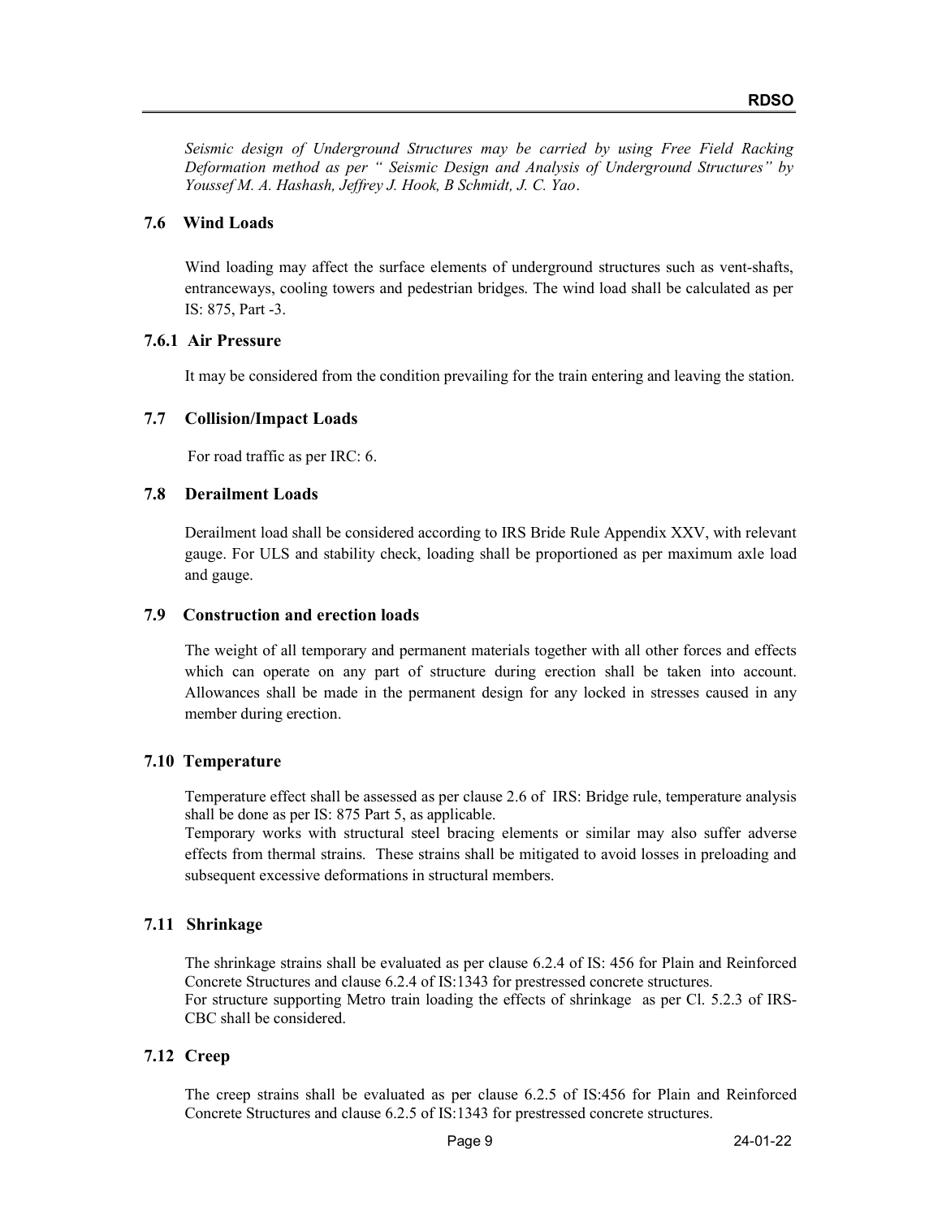*Seismic design of Underground Structures may be carried by using Free Field Racking Deformation method as per " Seismic Design and Analysis of Underground Structures" by Youssef M. A. Hashash, Jeffrey J. Hook, B Schmidt, J. C. Yao.*

### 7.6 Wind Loads

Wind loading may affect the surface elements of underground structures such as vent-shafts, entranceways, cooling towers and pedestrian bridges. The wind load shall be calculated as per IS: 875, Part -3.

#### 7.6.1 Air Pressure

It may be considered from the condition prevailing for the train entering and leaving the station.

### 7.7 Collision/Impact Loads

For road traffic as per IRC: 6.

### 7.8 Derailment Loads

Derailment load shall be considered according to IRS Bride Rule Appendix XXV, with relevant gauge. For ULS and stability check, loading shall be proportioned as per maximum axle load and gauge.

### 7.9 Construction and erection loads

The weight of all temporary and permanent materials together with all other forces and effects which can operate on any part of structure during erection shall be taken into account. Allowances shall be made in the permanent design for any locked in stresses caused in any member during erection.

### 7.10 Temperature

Temperature effect shall be assessed as per clause 2.6 of IRS: Bridge rule, temperature analysis shall be done as per IS: 875 Part 5, as applicable.

Temporary works with structural steel bracing elements or similar may also suffer adverse effects from thermal strains. These strains shall be mitigated to avoid losses in preloading and subsequent excessive deformations in structural members.

### 7.11 Shrinkage

The shrinkage strains shall be evaluated as per clause 6.2.4 of IS: 456 for Plain and Reinforced Concrete Structures and clause 6.2.4 of IS:1343 for prestressed concrete structures.

For structure supporting Metro train loading the effects of shrinkage as per Cl. 5.2.3 of IRS-CBC shall be considered.

### 7.12 Creep

The creep strains shall be evaluated as per clause 6.2.5 of IS:456 for Plain and Reinforced Concrete Structures and clause 6.2.5 of IS:1343 for prestressed concrete structures.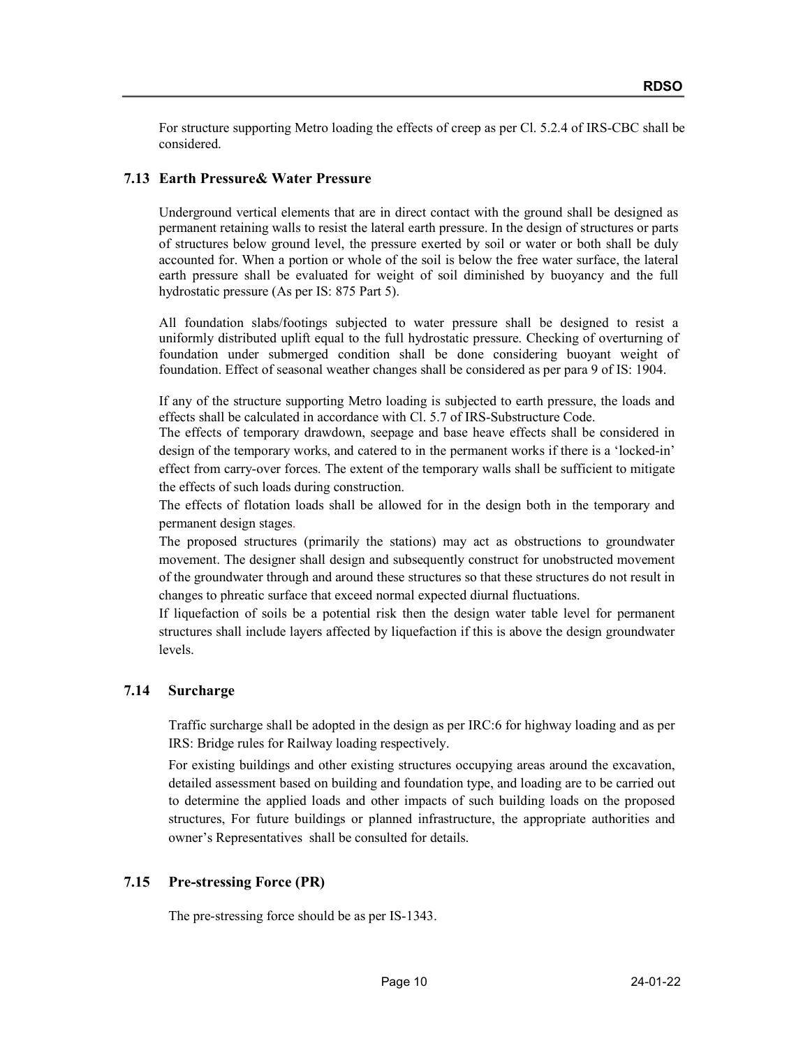For structure supporting Metro loading the effects of creep as per Cl. 5.2.4 of IRS-CBC shall be considered.

### 7.13 Earth Pressure& Water Pressure

Underground vertical elements that are in direct contact with the ground shall be designed as permanent retaining walls to resist the lateral earth pressure. In the design of structures or parts of structures below ground level, the pressure exerted by soil or water or both shall be duly accounted for. When a portion or whole of the soil is below the free water surface, the lateral earth pressure shall be evaluated for weight of soil diminished by buoyancy and the full hydrostatic pressure (As per IS: 875 Part 5).

All foundation slabs/footings subjected to water pressure shall be designed to resist a uniformly distributed uplift equal to the full hydrostatic pressure. Checking of overturning of foundation under submerged condition shall be done considering buoyant weight of foundation. Effect of seasonal weather changes shall be considered as per para 9 of IS: 1904.

If any of the structure supporting Metro loading is subjected to earth pressure, the loads and effects shall be calculated in accordance with Cl. 5.7 of IRS-Substructure Code.

The effects of temporary drawdown, seepage and base heave effects shall be considered in design of the temporary works, and catered to in the permanent works if there is a 'locked-in' effect from carry-over forces. The extent of the temporary walls shall be sufficient to mitigate the effects of such loads during construction.

The effects of flotation loads shall be allowed for in the design both in the temporary and permanent design stages.

The proposed structures (primarily the stations) may act as obstructions to groundwater movement. The designer shall design and subsequently construct for unobstructed movement of the groundwater through and around these structures so that these structures do not result in changes to phreatic surface that exceed normal expected diurnal fluctuations.

If liquefaction of soils be a potential risk then the design water table level for permanent structures shall include layers affected by liquefaction if this is above the design groundwater levels.

### 7.14 Surcharge

Traffic surcharge shall be adopted in the design as per IRC:6 for highway loading and as per IRS: Bridge rules for Railway loading respectively.

For existing buildings and other existing structures occupying areas around the excavation, detailed assessment based on building and foundation type, and loading are to be carried out to determine the applied loads and other impacts of such building loads on the proposed structures, For future buildings or planned infrastructure, the appropriate authorities and owner's Representatives shall be consulted for details.

### 7.15 Pre-stressing Force (PR)

The pre-stressing force should be as per IS-1343.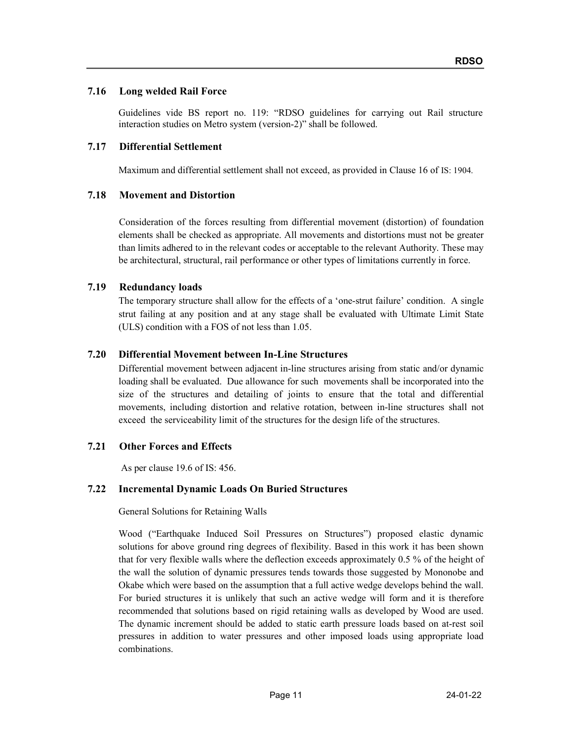### 7.16 Long welded Rail Force

Guidelines vide BS report no. 119: "RDSO guidelines for carrying out Rail structure interaction studies on Metro system (version-2)" shall be followed.

### 7.17 Differential Settlement

Maximum and differential settlement shall not exceed, as provided in Clause 16 of IS: 1904.

### 7.18 Movement and Distortion

Consideration of the forces resulting from differential movement (distortion) of foundation elements shall be checked as appropriate. All movements and distortions must not be greater than limits adhered to in the relevant codes or acceptable to the relevant Authority. These may be architectural, structural, rail performance or other types of limitations currently in force.

### 7.19 Redundancy loads

The temporary structure shall allow for the effects of a 'one-strut failure' condition. A single strut failing at any position and at any stage shall be evaluated with Ultimate Limit State (ULS) condition with a FOS of not less than 1.05.

### 7.20 Differential Movement between In-Line Structures

Differential movement between adjacent in-line structures arising from static and/or dynamic loading shall be evaluated. Due allowance for such movements shall be incorporated into the size of the structures and detailing of joints to ensure that the total and differential movements, including distortion and relative rotation, between in-line structures shall not exceed the serviceability limit of the structures for the design life of the structures.

### 7.21 Other Forces and Effects

As per clause 19.6 of IS: 456.

### 7.22 Incremental Dynamic Loads On Buried Structures

General Solutions for Retaining Walls

Wood ("Earthquake Induced Soil Pressures on Structures") proposed elastic dynamic solutions for above ground ring degrees of flexibility. Based in this work it has been shown that for very flexible walls where the deflection exceeds approximately 0.5 % of the height of the wall the solution of dynamic pressures tends towards those suggested by Mononobe and Okabe which were based on the assumption that a full active wedge develops behind the wall. For buried structures it is unlikely that such an active wedge will form and it is therefore recommended that solutions based on rigid retaining walls as developed by Wood are used. The dynamic increment should be added to static earth pressure loads based on at-rest soil pressures in addition to water pressures and other imposed loads using appropriate load combinations.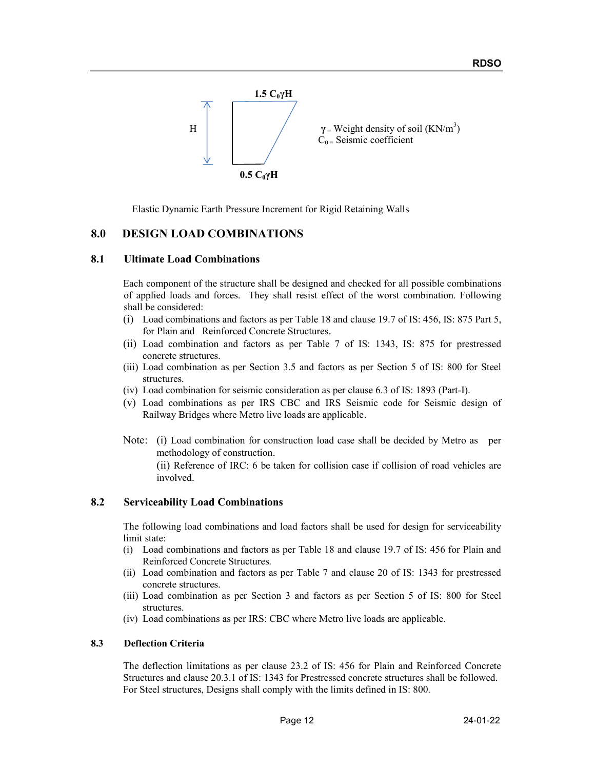$1.5\ C_0\gamma H$

H

$0.5\ C_0\gamma H$

$\gamma$ = Weight density of soil ($KN/m^3$)
$C_0$ = Seismic coefficient

Elastic Dynamic Earth Pressure Increment for Rigid Retaining Walls

## 8.0 DESIGN LOAD COMBINATIONS

### 8.1 Ultimate Load Combinations

Each component of the structure shall be designed and checked for all possible combinations of applied loads and forces. They shall resist effect of the worst combination. Following shall be considered:

(i) Load combinations and factors as per Table 18 and clause 19.7 of IS: 456, IS: 875 Part 5, for Plain and Reinforced Concrete Structures.
(ii) Load combination and factors as per Table 7 of IS: 1343, IS: 875 for prestressed concrete structures.
(iii) Load combination as per Section 3.5 and factors as per Section 5 of IS: 800 for Steel structures.
(iv) Load combination for seismic consideration as per clause 6.3 of IS: 1893 (Part-I).
(v) Load combinations as per IRS CBC and IRS Seismic code for Seismic design of Railway Bridges where Metro live loads are applicable.

Note: (i) Load combination for construction load case shall be decided by Metro as per methodology of construction.
(ii) Reference of IRC: 6 be taken for collision case if collision of road vehicles are involved.

### 8.2 Serviceability Load Combinations

The following load combinations and load factors shall be used for design for serviceability limit state:

(i) Load combinations and factors as per Table 18 and clause 19.7 of IS: 456 for Plain and Reinforced Concrete Structures.
(ii) Load combination and factors as per Table 7 and clause 20 of IS: 1343 for prestressed concrete structures.
(iii) Load combination as per Section 3 and factors as per Section 5 of IS: 800 for Steel structures.
(iv) Load combinations as per IRS: CBC where Metro live loads are applicable.

### 8.3 Deflection Criteria

The deflection limitations as per clause 23.2 of IS: 456 for Plain and Reinforced Concrete Structures and clause 20.3.1 of IS: 1343 for Prestressed concrete structures shall be followed. For Steel structures, Designs shall comply with the limits defined in IS: 800.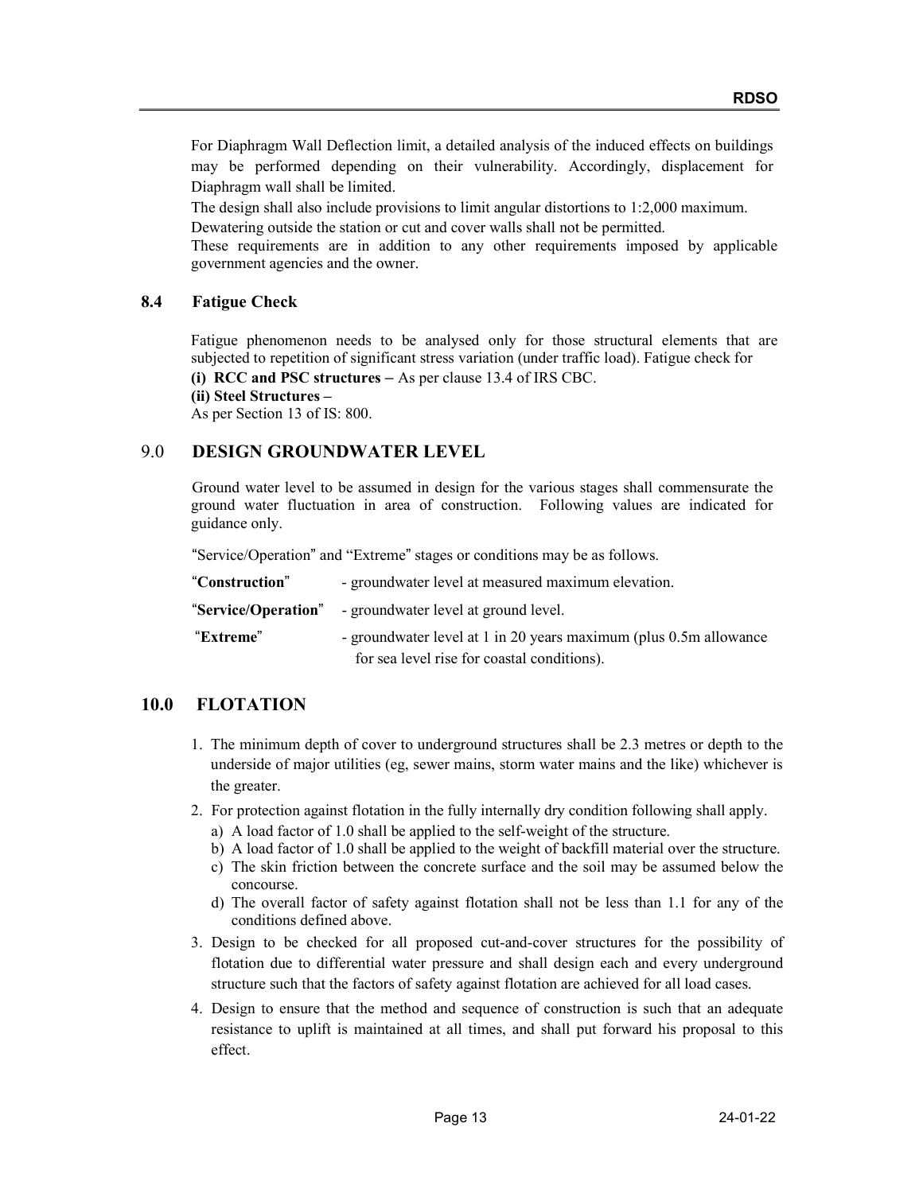For Diaphragm Wall Deflection limit, a detailed analysis of the induced effects on buildings may be performed depending on their vulnerability. Accordingly, displacement for Diaphragm wall shall be limited.

The design shall also include provisions to limit angular distortions to 1:2,000 maximum.

Dewatering outside the station or cut and cover walls shall not be permitted.

These requirements are in addition to any other requirements imposed by applicable government agencies and the owner.

### 8.4 Fatigue Check

Fatigue phenomenon needs to be analysed only for those structural elements that are subjected to repetition of significant stress variation (under traffic load). Fatigue check for

**(i) RCC and PSC structures –** As per clause 13.4 of IRS CBC.

**(ii) Steel Structures –**

As per Section 13 of IS: 800.

## 9.0 DESIGN GROUNDWATER LEVEL

Ground water level to be assumed in design for the various stages shall commensurate the ground water fluctuation in area of construction. Following values are indicated for guidance only.

"Service/Operation" and "Extreme" stages or conditions may be as follows.

| | |
|---|---|
| "**Construction**" | - groundwater level at measured maximum elevation. |
| "**Service/Operation**" | - groundwater level at ground level. |
| "**Extreme**" | - groundwater level at 1 in 20 years maximum (plus 0.5m allowance for sea level rise for coastal conditions). |

## 10.0 FLOTATION

1. The minimum depth of cover to underground structures shall be 2.3 metres or depth to the underside of major utilities (eg, sewer mains, storm water mains and the like) whichever is the greater.
2. For protection against flotation in the fully internally dry condition following shall apply.
   a) A load factor of 1.0 shall be applied to the self-weight of the structure.
   b) A load factor of 1.0 shall be applied to the weight of backfill material over the structure.
   c) The skin friction between the concrete surface and the soil may be assumed below the concourse.
   d) The overall factor of safety against flotation shall not be less than 1.1 for any of the conditions defined above.
3. Design to be checked for all proposed cut-and-cover structures for the possibility of flotation due to differential water pressure and shall design each and every underground structure such that the factors of safety against flotation are achieved for all load cases.
4. Design to ensure that the method and sequence of construction is such that an adequate resistance to uplift is maintained at all times, and shall put forward his proposal to this effect.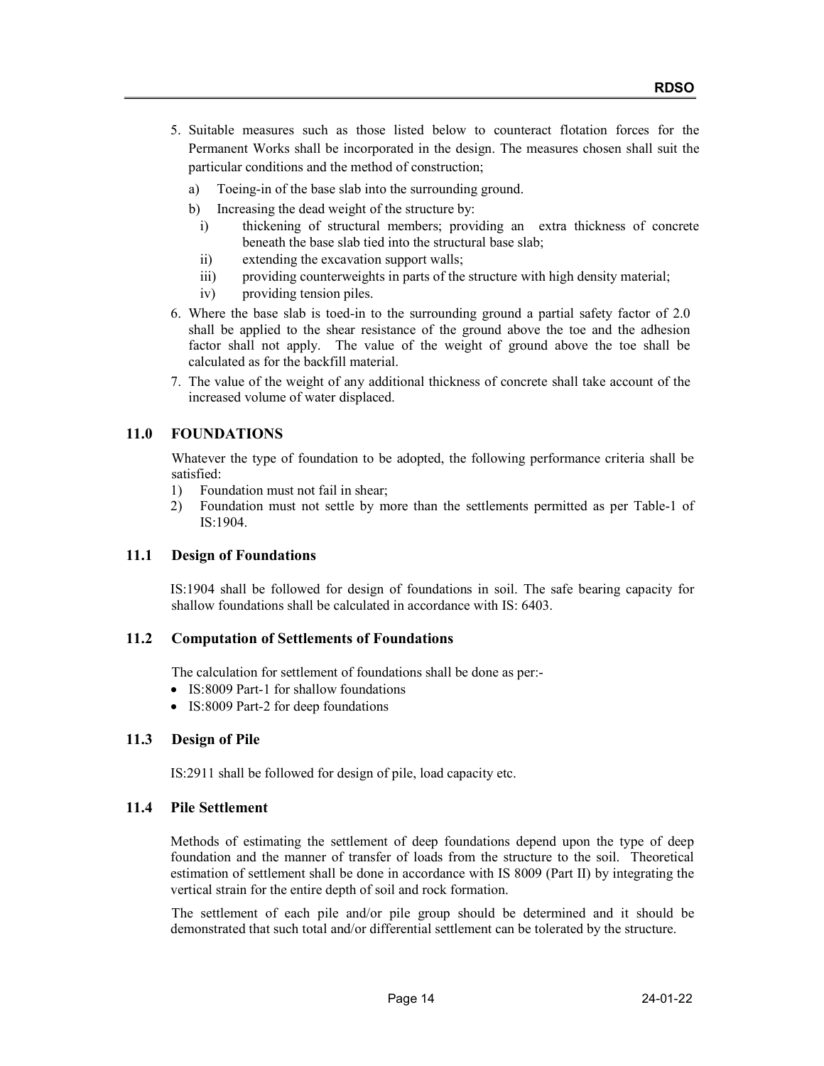5. Suitable measures such as those listed below to counteract flotation forces for the Permanent Works shall be incorporated in the design. The measures chosen shall suit the particular conditions and the method of construction;

   a) Toeing-in of the base slab into the surrounding ground.

   b) Increasing the dead weight of the structure by:

      i) thickening of structural members; providing an extra thickness of concrete beneath the base slab tied into the structural base slab;

      ii) extending the excavation support walls;

      iii) providing counterweights in parts of the structure with high density material;

      iv) providing tension piles.

6. Where the base slab is toed-in to the surrounding ground a partial safety factor of 2.0 shall be applied to the shear resistance of the ground above the toe and the adhesion factor shall not apply. The value of the weight of ground above the toe shall be calculated as for the backfill material.

7. The value of the weight of any additional thickness of concrete shall take account of the increased volume of water displaced.

## 11.0 FOUNDATIONS

Whatever the type of foundation to be adopted, the following performance criteria shall be satisfied:

1) Foundation must not fail in shear;
2) Foundation must not settle by more than the settlements permitted as per Table-1 of IS:1904.

### 11.1 Design of Foundations

IS:1904 shall be followed for design of foundations in soil. The safe bearing capacity for shallow foundations shall be calculated in accordance with IS: 6403.

### 11.2 Computation of Settlements of Foundations

The calculation for settlement of foundations shall be done as per:-

- IS:8009 Part-1 for shallow foundations
- IS:8009 Part-2 for deep foundations

### 11.3 Design of Pile

IS:2911 shall be followed for design of pile, load capacity etc.

### 11.4 Pile Settlement

Methods of estimating the settlement of deep foundations depend upon the type of deep foundation and the manner of transfer of loads from the structure to the soil. Theoretical estimation of settlement shall be done in accordance with IS 8009 (Part II) by integrating the vertical strain for the entire depth of soil and rock formation.

The settlement of each pile and/or pile group should be determined and it should be demonstrated that such total and/or differential settlement can be tolerated by the structure.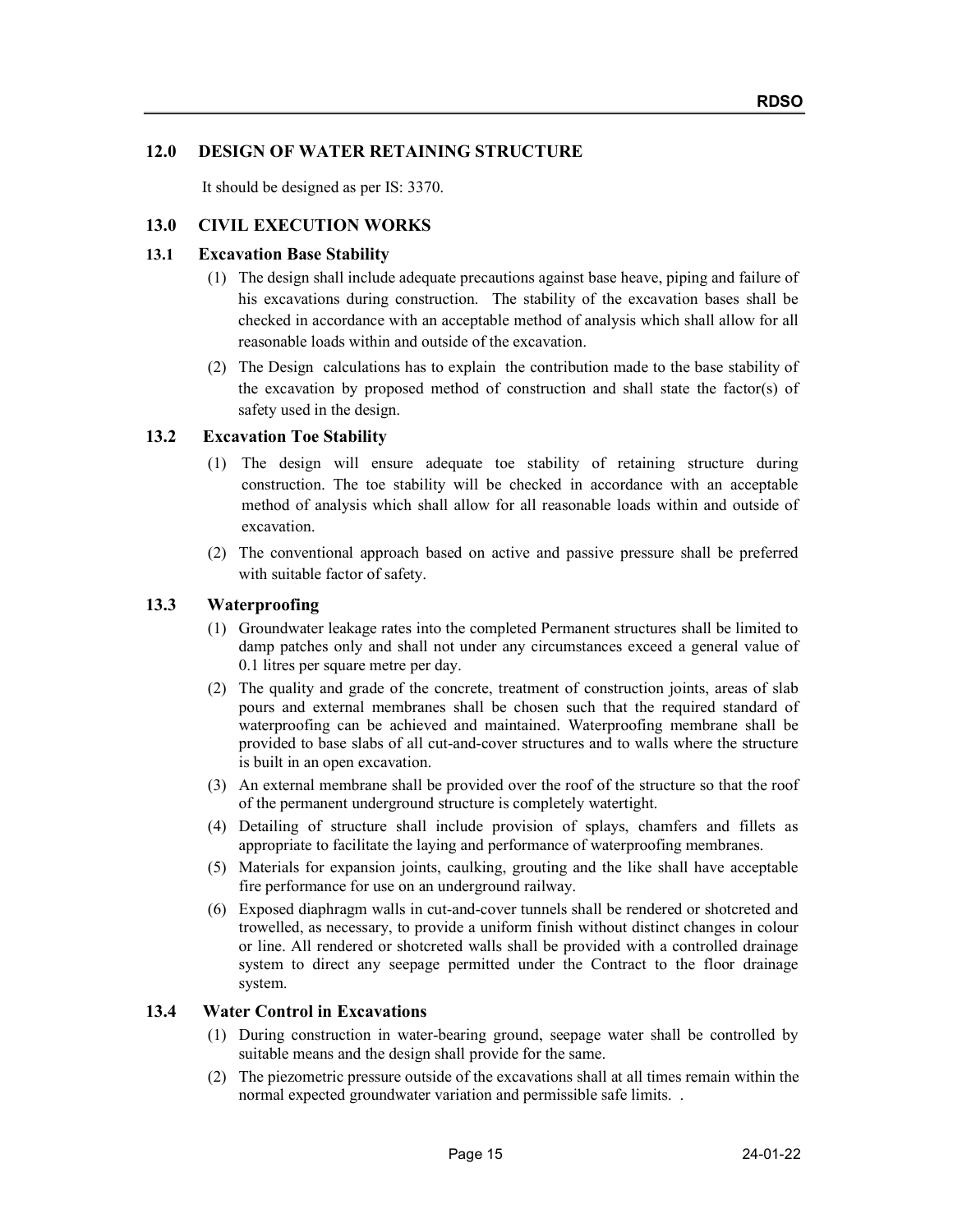## 12.0 DESIGN OF WATER RETAINING STRUCTURE

It should be designed as per IS: 3370.

## 13.0 CIVIL EXECUTION WORKS

### 13.1 Excavation Base Stability

(1) The design shall include adequate precautions against base heave, piping and failure of his excavations during construction. The stability of the excavation bases shall be checked in accordance with an acceptable method of analysis which shall allow for all reasonable loads within and outside of the excavation.

(2) The Design calculations has to explain the contribution made to the base stability of the excavation by proposed method of construction and shall state the factor(s) of safety used in the design.

### 13.2 Excavation Toe Stability

(1) The design will ensure adequate toe stability of retaining structure during construction. The toe stability will be checked in accordance with an acceptable method of analysis which shall allow for all reasonable loads within and outside of excavation.

(2) The conventional approach based on active and passive pressure shall be preferred with suitable factor of safety.

### 13.3 Waterproofing

(1) Groundwater leakage rates into the completed Permanent structures shall be limited to damp patches only and shall not under any circumstances exceed a general value of 0.1 litres per square metre per day.

(2) The quality and grade of the concrete, treatment of construction joints, areas of slab pours and external membranes shall be chosen such that the required standard of waterproofing can be achieved and maintained. Waterproofing membrane shall be provided to base slabs of all cut-and-cover structures and to walls where the structure is built in an open excavation.

(3) An external membrane shall be provided over the roof of the structure so that the roof of the permanent underground structure is completely watertight.

(4) Detailing of structure shall include provision of splays, chamfers and fillets as appropriate to facilitate the laying and performance of waterproofing membranes.

(5) Materials for expansion joints, caulking, grouting and the like shall have acceptable fire performance for use on an underground railway.

(6) Exposed diaphragm walls in cut-and-cover tunnels shall be rendered or shotcreted and trowelled, as necessary, to provide a uniform finish without distinct changes in colour or line. All rendered or shotcreted walls shall be provided with a controlled drainage system to direct any seepage permitted under the Contract to the floor drainage system.

### 13.4 Water Control in Excavations

(1) During construction in water-bearing ground, seepage water shall be controlled by suitable means and the design shall provide for the same.

(2) The piezometric pressure outside of the excavations shall at all times remain within the normal expected groundwater variation and permissible safe limits. .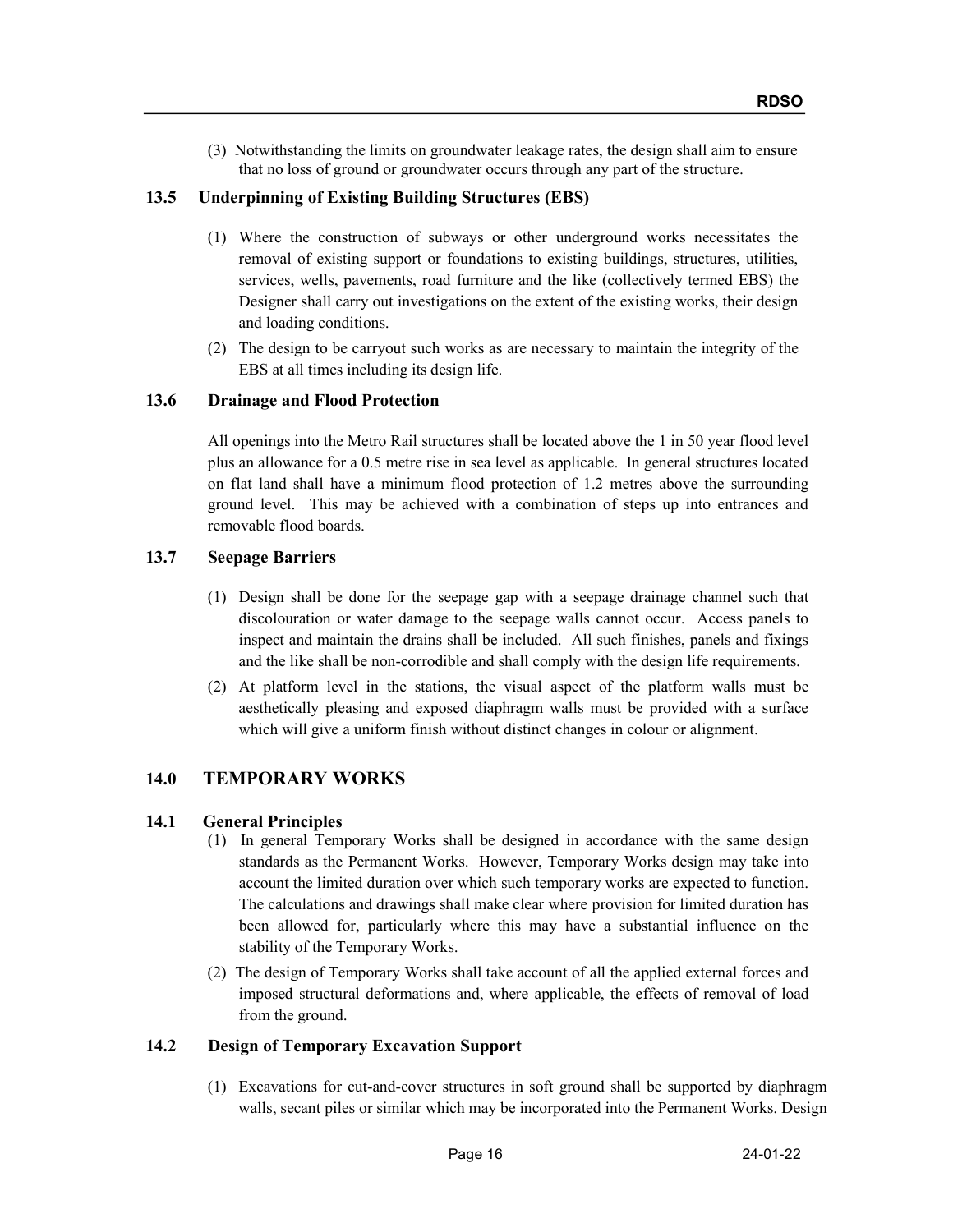(3) Notwithstanding the limits on groundwater leakage rates, the design shall aim to ensure that no loss of ground or groundwater occurs through any part of the structure.

### 13.5 Underpinning of Existing Building Structures (EBS)

(1) Where the construction of subways or other underground works necessitates the removal of existing support or foundations to existing buildings, structures, utilities, services, wells, pavements, road furniture and the like (collectively termed EBS) the Designer shall carry out investigations on the extent of the existing works, their design and loading conditions.

(2) The design to be carryout such works as are necessary to maintain the integrity of the EBS at all times including its design life.

### 13.6 Drainage and Flood Protection

All openings into the Metro Rail structures shall be located above the 1 in 50 year flood level plus an allowance for a 0.5 metre rise in sea level as applicable. In general structures located on flat land shall have a minimum flood protection of 1.2 metres above the surrounding ground level. This may be achieved with a combination of steps up into entrances and removable flood boards.

### 13.7 Seepage Barriers

(1) Design shall be done for the seepage gap with a seepage drainage channel such that discolouration or water damage to the seepage walls cannot occur. Access panels to inspect and maintain the drains shall be included. All such finishes, panels and fixings and the like shall be non-corrodible and shall comply with the design life requirements.

(2) At platform level in the stations, the visual aspect of the platform walls must be aesthetically pleasing and exposed diaphragm walls must be provided with a surface which will give a uniform finish without distinct changes in colour or alignment.

## 14.0 TEMPORARY WORKS

### 14.1 General Principles

(1) In general Temporary Works shall be designed in accordance with the same design standards as the Permanent Works. However, Temporary Works design may take into account the limited duration over which such temporary works are expected to function. The calculations and drawings shall make clear where provision for limited duration has been allowed for, particularly where this may have a substantial influence on the stability of the Temporary Works.

(2) The design of Temporary Works shall take account of all the applied external forces and imposed structural deformations and, where applicable, the effects of removal of load from the ground.

### 14.2 Design of Temporary Excavation Support

(1) Excavations for cut-and-cover structures in soft ground shall be supported by diaphragm walls, secant piles or similar which may be incorporated into the Permanent Works. Design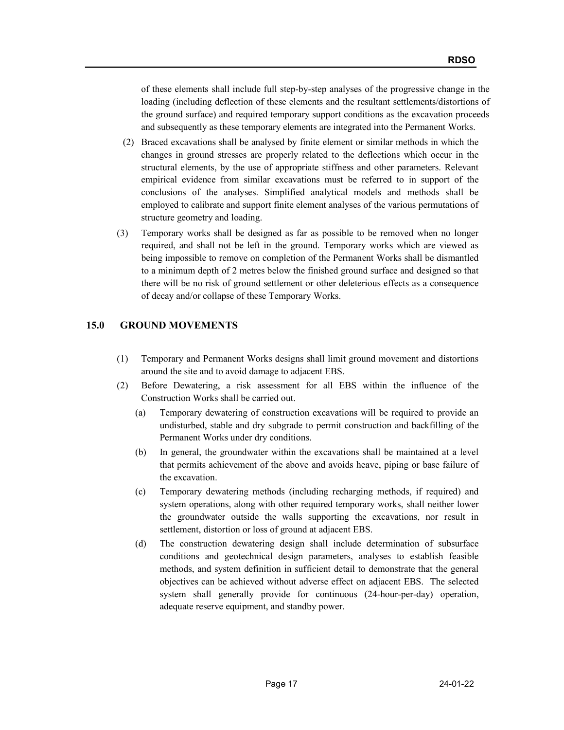of these elements shall include full step-by-step analyses of the progressive change in the loading (including deflection of these elements and the resultant settlements/distortions of the ground surface) and required temporary support conditions as the excavation proceeds and subsequently as these temporary elements are integrated into the Permanent Works.

(2) Braced excavations shall be analysed by finite element or similar methods in which the changes in ground stresses are properly related to the deflections which occur in the structural elements, by the use of appropriate stiffness and other parameters. Relevant empirical evidence from similar excavations must be referred to in support of the conclusions of the analyses. Simplified analytical models and methods shall be employed to calibrate and support finite element analyses of the various permutations of structure geometry and loading.

(3) Temporary works shall be designed as far as possible to be removed when no longer required, and shall not be left in the ground. Temporary works which are viewed as being impossible to remove on completion of the Permanent Works shall be dismantled to a minimum depth of 2 metres below the finished ground surface and designed so that there will be no risk of ground settlement or other deleterious effects as a consequence of decay and/or collapse of these Temporary Works.

## 15.0 GROUND MOVEMENTS

(1) Temporary and Permanent Works designs shall limit ground movement and distortions around the site and to avoid damage to adjacent EBS.

(2) Before Dewatering, a risk assessment for all EBS within the influence of the Construction Works shall be carried out.

   (a) Temporary dewatering of construction excavations will be required to provide an undisturbed, stable and dry subgrade to permit construction and backfilling of the Permanent Works under dry conditions.

   (b) In general, the groundwater within the excavations shall be maintained at a level that permits achievement of the above and avoids heave, piping or base failure of the excavation.

   (c) Temporary dewatering methods (including recharging methods, if required) and system operations, along with other required temporary works, shall neither lower the groundwater outside the walls supporting the excavations, nor result in settlement, distortion or loss of ground at adjacent EBS.

   (d) The construction dewatering design shall include determination of subsurface conditions and geotechnical design parameters, analyses to establish feasible methods, and system definition in sufficient detail to demonstrate that the general objectives can be achieved without adverse effect on adjacent EBS. The selected system shall generally provide for continuous (24-hour-per-day) operation, adequate reserve equipment, and standby power.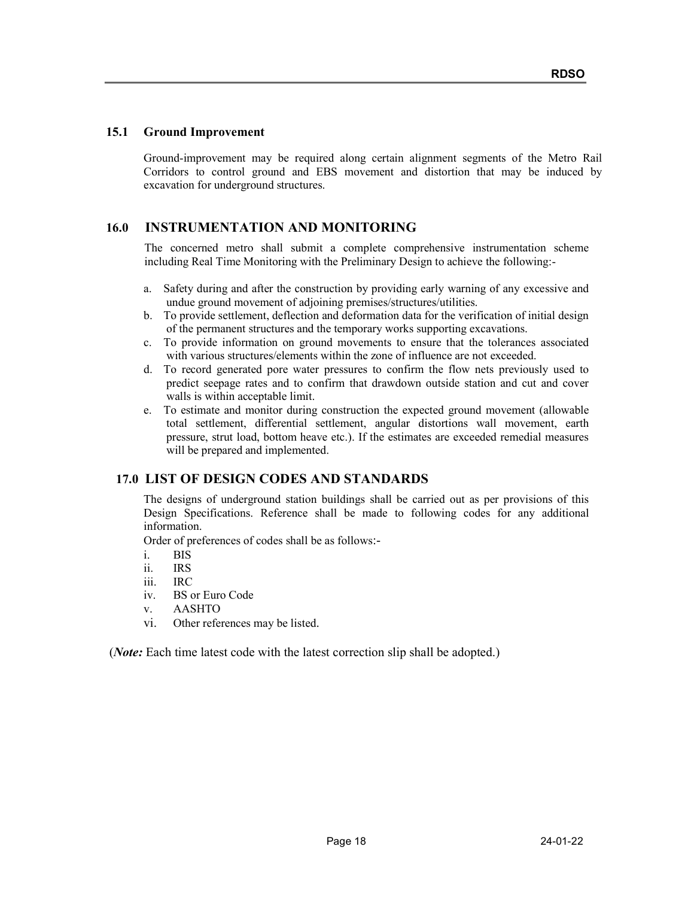### 15.1 Ground Improvement

Ground-improvement may be required along certain alignment segments of the Metro Rail Corridors to control ground and EBS movement and distortion that may be induced by excavation for underground structures.

## 16.0 INSTRUMENTATION AND MONITORING

The concerned metro shall submit a complete comprehensive instrumentation scheme including Real Time Monitoring with the Preliminary Design to achieve the following:-

a. Safety during and after the construction by providing early warning of any excessive and undue ground movement of adjoining premises/structures/utilities.
b. To provide settlement, deflection and deformation data for the verification of initial design of the permanent structures and the temporary works supporting excavations.
c. To provide information on ground movements to ensure that the tolerances associated with various structures/elements within the zone of influence are not exceeded.
d. To record generated pore water pressures to confirm the flow nets previously used to predict seepage rates and to confirm that drawdown outside station and cut and cover walls is within acceptable limit.
e. To estimate and monitor during construction the expected ground movement (allowable total settlement, differential settlement, angular distortions wall movement, earth pressure, strut load, bottom heave etc.). If the estimates are exceeded remedial measures will be prepared and implemented.

## 17.0 LIST OF DESIGN CODES AND STANDARDS

The designs of underground station buildings shall be carried out as per provisions of this Design Specifications. Reference shall be made to following codes for any additional information.

Order of preferences of codes shall be as follows:-

i. BIS
ii. IRS
iii. IRC
iv. BS or Euro Code
v. AASHTO
vi. Other references may be listed.

(***Note:*** Each time latest code with the latest correction slip shall be adopted.)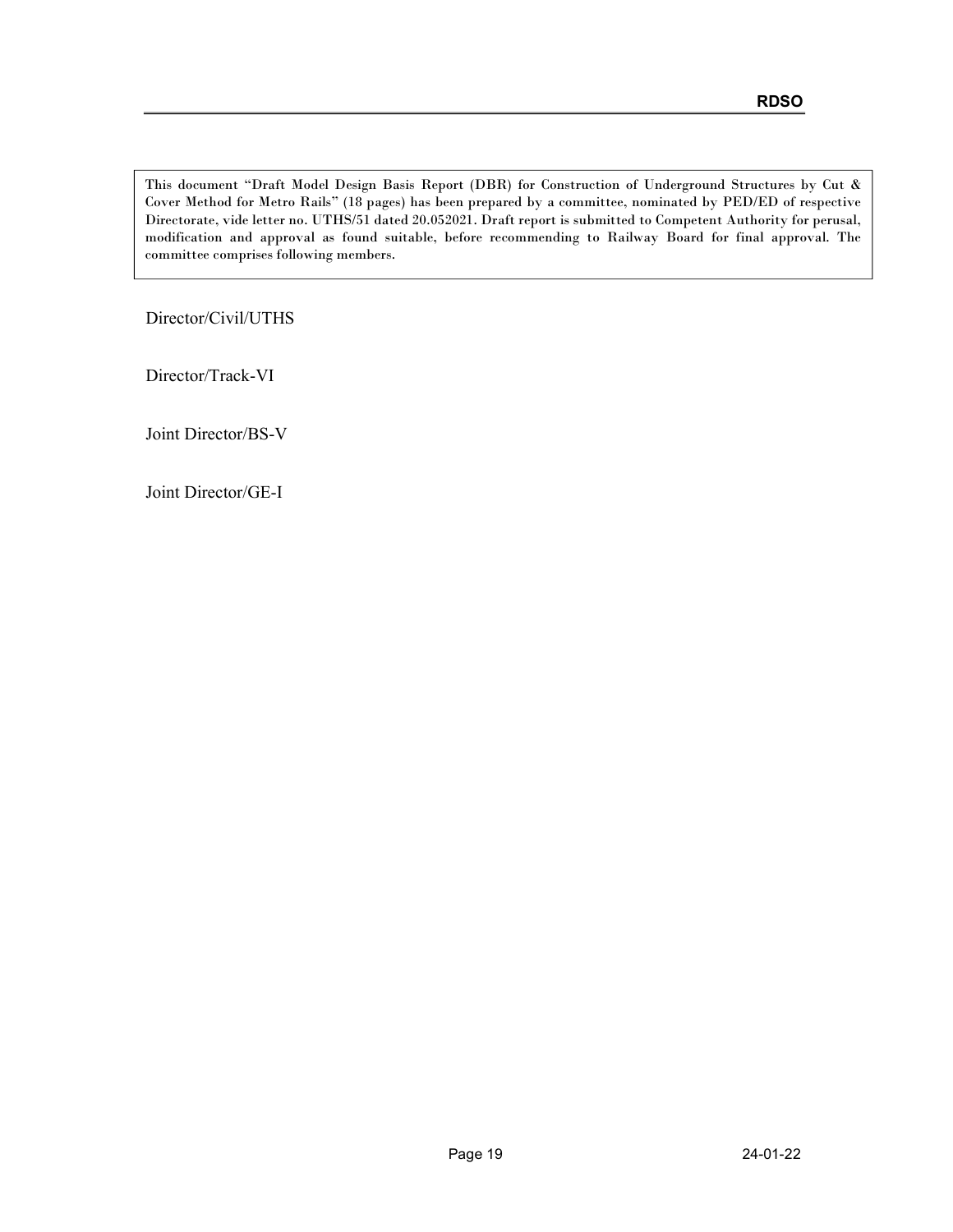This document "Draft Model Design Basis Report (DBR) for Construction of Underground Structures by Cut & Cover Method for Metro Rails" (18 pages) has been prepared by a committee, nominated by PED/ED of respective Directorate, vide letter no. UTHS/51 dated 20.052021. Draft report is submitted to Competent Authority for perusal, modification and approval as found suitable, before recommending to Railway Board for final approval. The committee comprises following members.

Director/Civil/UTHS

Director/Track-VI

Joint Director/BS-V

Joint Director/GE-I